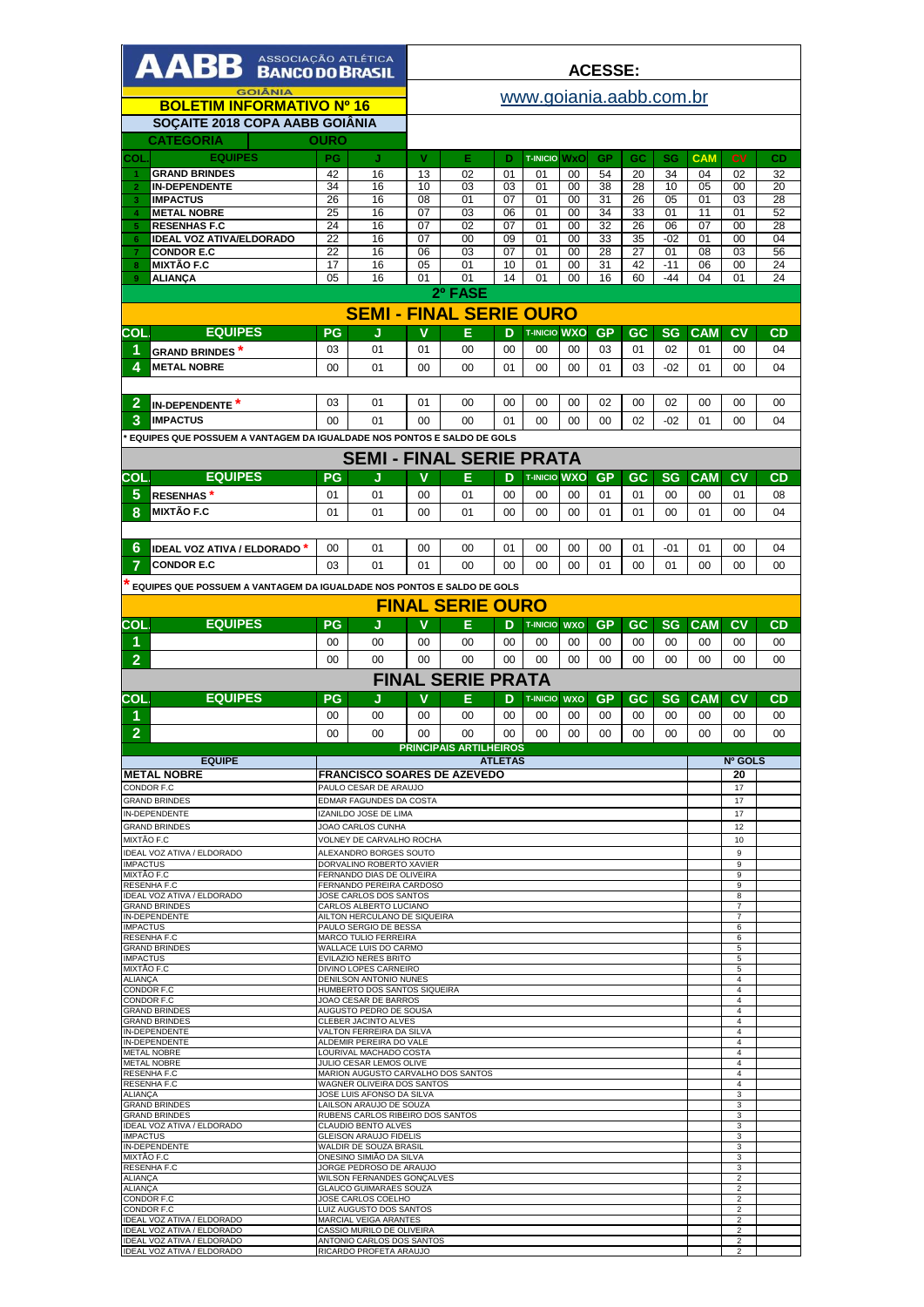# AABB ASSOCIAÇÃO ATLÉTICA BANCO DO BRASIL

GOIÂNIA

**BOLETIM INFORMATIVO Nº 16**

**ACESSE:**

www.goiania.aabb.com.br

## SOÇAITE 2018 COPA AABB GOIÂNIA

**CATEGORIA: OURO**

| COL. | EQUIPES | PG | J | V | E | D | T-INICIO | WXO | GP | GC | SG | CAM | CV | CD |
|---|---|---|---|---|---|---|---|---|---|---|---|---|---|---|
| 1 | GRAND BRINDES | 42 | 16 | 13 | 02 | 01 | 01 | 00 | 54 | 20 | 34 | 04 | 02 | 32 |
| 2 | IN-DEPENDENTE | 34 | 16 | 10 | 03 | 03 | 01 | 00 | 38 | 28 | 10 | 05 | 00 | 20 |
| 3 | IMPACTUS | 26 | 16 | 08 | 01 | 07 | 01 | 00 | 31 | 26 | 05 | 01 | 03 | 28 |
| 4 | METAL NOBRE | 25 | 16 | 07 | 03 | 06 | 01 | 00 | 34 | 33 | 01 | 11 | 01 | 52 |
| 5 | RESENHAS F.C | 24 | 16 | 07 | 02 | 07 | 01 | 00 | 32 | 26 | 06 | 07 | 00 | 28 |
| 6 | IDEAL VOZ ATIVA/ELDORADO | 22 | 16 | 07 | 00 | 09 | 01 | 00 | 33 | 35 | -02 | 01 | 00 | 04 |
| 7 | CONDOR E.C | 22 | 16 | 06 | 03 | 07 | 01 | 00 | 28 | 27 | 01 | 08 | 03 | 56 |
| 8 | MIXTÃO F.C | 17 | 16 | 05 | 01 | 10 | 01 | 00 | 31 | 42 | -11 | 06 | 00 | 24 |
| 9 | ALIANÇA | 05 | 16 | 01 | 01 | 14 | 01 | 00 | 16 | 60 | -44 | 04 | 01 | 24 |

## 2º FASE

## SEMI - FINAL SERIE OURO

| COL. | EQUIPES | PG | J | V | E | D | T-INICIO | WXO | GP | GC | SG | CAM | CV | CD |
|---|---|---|---|---|---|---|---|---|---|---|---|---|---|---|
| 1 | GRAND BRINDES * | 03 | 01 | 01 | 00 | 00 | 00 | 00 | 03 | 01 | 02 | 01 | 00 | 04 |
| 4 | METAL NOBRE | 00 | 01 | 00 | 00 | 01 | 00 | 00 | 01 | 03 | -02 | 01 | 00 | 04 |
| | | | | | | | | | | | | | | |
| 2 | IN-DEPENDENTE * | 03 | 01 | 01 | 00 | 00 | 00 | 00 | 02 | 00 | 02 | 00 | 00 | 00 |
| 3 | IMPACTUS | 00 | 01 | 00 | 00 | 01 | 00 | 00 | 00 | 02 | -02 | 01 | 00 | 04 |

\* EQUIPES QUE POSSUEM A VANTAGEM DA IGUALDADE NOS PONTOS E SALDO DE GOLS

## SEMI - FINAL SERIE PRATA

| COL. | EQUIPES | PG | J | V | E | D | T-INICIO | WXO | GP | GC | SG | CAM | CV | CD |
|---|---|---|---|---|---|---|---|---|---|---|---|---|---|---|
| 5 | RESENHAS * | 01 | 01 | 00 | 01 | 00 | 00 | 00 | 01 | 01 | 00 | 00 | 01 | 08 |
| 8 | MIXTÃO F.C | 01 | 01 | 00 | 01 | 00 | 00 | 00 | 01 | 01 | 00 | 01 | 00 | 04 |
| | | | | | | | | | | | | | | |
| 6 | IDEAL VOZ ATIVA / ELDORADO * | 00 | 01 | 00 | 00 | 01 | 00 | 00 | 00 | 01 | -01 | 01 | 00 | 04 |
| 7 | CONDOR E.C | 03 | 01 | 01 | 00 | 00 | 00 | 00 | 01 | 00 | 01 | 00 | 00 | 00 |

\* EQUIPES QUE POSSUEM A VANTAGEM DA IGUALDADE NOS PONTOS E SALDO DE GOLS

## FINAL SERIE OURO

| COL. | EQUIPES | PG | J | V | E | D | T-INICIO | WXO | GP | GC | SG | CAM | CV | CD |
|---|---|---|---|---|---|---|---|---|---|---|---|---|---|---|
| 1 | | 00 | 00 | 00 | 00 | 00 | 00 | 00 | 00 | 00 | 00 | 00 | 00 | 00 |
| 2 | | 00 | 00 | 00 | 00 | 00 | 00 | 00 | 00 | 00 | 00 | 00 | 00 | 00 |

## FINAL SERIE PRATA

| COL. | EQUIPES | PG | J | V | E | D | T-INICIO | WXO | GP | GC | SG | CAM | CV | CD |
|---|---|---|---|---|---|---|---|---|---|---|---|---|---|---|
| 1 | | 00 | 00 | 00 | 00 | 00 | 00 | 00 | 00 | 00 | 00 | 00 | 00 | 00 |
| 2 | | 00 | 00 | 00 | 00 | 00 | 00 | 00 | 00 | 00 | 00 | 00 | 00 | 00 |

## PRINCIPAIS ARTILHEIROS

| EQUIPE | ATLETAS | Nº GOLS |
|---|---|---|
| **METAL NOBRE** | **FRANCISCO SOARES DE AZEVEDO** | **20** |
| CONDOR F.C | PAULO CESAR DE ARAUJO | 17 |
| GRAND BRINDES | EDMAR FAGUNDES DA COSTA | 17 |
| IN-DEPENDENTE | IZANILDO JOSE DE LIMA | 17 |
| GRAND BRINDES | JOAO CARLOS CUNHA | 12 |
| MIXTÃO F.C | VOLNEY DE CARVALHO ROCHA | 10 |
| IDEAL VOZ ATIVA / ELDORADO | ALEXANDRO BORGES SOUTO | 9 |
| IMPACTUS | DORVALINO ROBERTO XAVIER | 9 |
| MIXTÃO F.C | FERNANDO DIAS DE OLIVEIRA | 9 |
| RESENHA F.C | FERNANDO PEREIRA CARDOSO | 9 |
| IDEAL VOZ ATIVA / ELDORADO | JOSE CARLOS DOS SANTOS | 8 |
| GRAND BRINDES | CARLOS ALBERTO LUCIANO | 7 |
| IN-DEPENDENTE | AILTON HERCULANO DE SIQUEIRA | 7 |
| IMPACTUS | PAULO SERGIO DE BESSA | 6 |
| RESENHA F.C | MARCO TULIO FERREIRA | 6 |
| GRAND BRINDES | WALLACE LUIS DO CARMO | 5 |
| IMPACTUS | EVILAZIO NERES BRITO | 5 |
| MIXTÃO F.C | DIVINO LOPES CARNEIRO | 5 |
| ALIANÇA | DENILSON ANTONIO NUNES | 4 |
| CONDOR F.C | HUMBERTO DOS SANTOS SIQUEIRA | 4 |
| CONDOR F.C | JOAO CESAR DE BARROS | 4 |
| GRAND BRINDES | AUGUSTO PEDRO DE SOUSA | 4 |
| GRAND BRINDES | CLEBER JACINTO ALVES | 4 |
| IN-DEPENDENTE | VALTON FERREIRA DA SILVA | 4 |
| IN-DEPENDENTE | ALDEMIR PEREIRA DO VALE | 4 |
| METAL NOBRE | LOURIVAL MACHADO COSTA | 4 |
| METAL NOBRE | JULIO CESAR LEMOS OLIVE | 4 |
| RESENHA F.C | MARION AUGUSTO CARVALHO DOS SANTOS | 4 |
| RESENHA F.C | WAGNER OLIVEIRA DOS SANTOS | 4 |
| ALIANÇA | JOSE LUIS AFONSO DA SILVA | 3 |
| GRAND BRINDES | LAILSON ARAUJO DE SOUZA | 3 |
| GRAND BRINDES | RUBENS CARLOS RIBEIRO DOS SANTOS | 3 |
| IDEAL VOZ ATIVA / ELDORADO | CLAUDIO BENTO ALVES | 3 |
| IMPACTUS | GLEISON ARAUJO FIDELIS | 3 |
| IN-DEPENDENTE | WALDIR DE SOUZA BRASIL | 3 |
| MIXTÃO F.C | ONESINO SIMIÃO DA SILVA | 3 |
| RESENHA F.C | JORGE PEDROSO DE ARAUJO | 3 |
| ALIANÇA | WILSON FERNANDES GONÇALVES | 2 |
| ALIANÇA | GLAUCO GUIMARAES SOUZA | 2 |
| CONDOR F.C | JOSE CARLOS COELHO | 2 |
| CONDOR F.C | LUIZ AUGUSTO DOS SANTOS | 2 |
| IDEAL VOZ ATIVA / ELDORADO | MARCIAL VEIGA ARANTES | 2 |
| IDEAL VOZ ATIVA / ELDORADO | CASSIO MURILO DE OLIVEIRA | 2 |
| IDEAL VOZ ATIVA / ELDORADO | ANTONIO CARLOS DOS SANTOS | 2 |
| IDEAL VOZ ATIVA / ELDORADO | RICARDO PROFETA ARAUJO | 2 |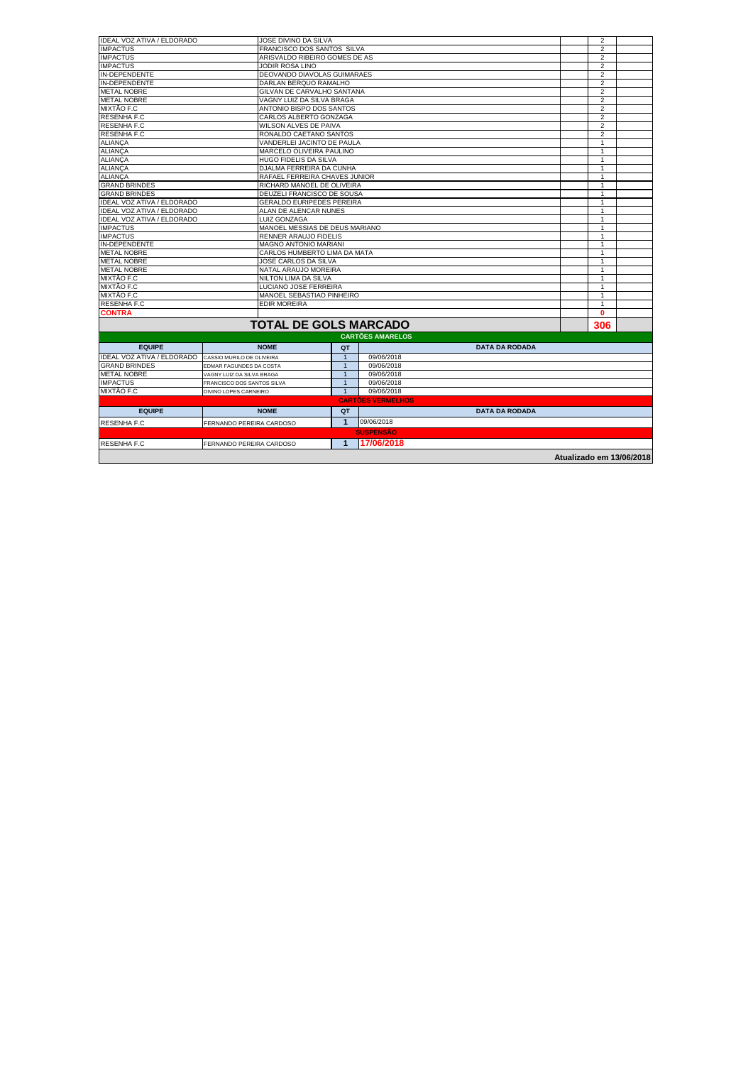| | | | |
|---|---|---|---|
| IDEAL VOZ ATIVA / ELDORADO | JOSE DIVINO DA SILVA | 2 | |
| IMPACTUS | FRANCISCO DOS SANTOS SILVA | 2 | |
| IMPACTUS | ARISVALDO RIBEIRO GOMES DE AS | 2 | |
| IMPACTUS | JODIR ROSA LINO | 2 | |
| IN-DEPENDENTE | DEOVANDO DIAVOLAS GUIMARAES | 2 | |
| IN-DEPENDENTE | DARLAN BERQUO RAMALHO | 2 | |
| METAL NOBRE | GILVAN DE CARVALHO SANTANA | 2 | |
| METAL NOBRE | VAGNY LUIZ DA SILVA BRAGA | 2 | |
| MIXTÃO F.C | ANTONIO BISPO DOS SANTOS | 2 | |
| RESENHA F.C | CARLOS ALBERTO GONZAGA | 2 | |
| RESENHA F.C | WILSON ALVES DE PAIVA | 2 | |
| RESENHA F.C | RONALDO CAETANO SANTOS | 2 | |
| ALIANÇA | VANDERLEI JACINTO DE PAULA | 1 | |
| ALIANÇA | MARCELO OLIVEIRA PAULINO | 1 | |
| ALIANÇA | HUGO FIDELIS DA SILVA | 1 | |
| ALIANÇA | DJALMA FERREIRA DA CUNHA | 1 | |
| ALIANÇA | RAFAEL FERREIRA CHAVES JUNIOR | 1 | |
| GRAND BRINDES | RICHARD MANOEL DE OLIVEIRA | 1 | |
| GRAND BRINDES | DEUZELI FRANCISCO DE SOUSA | 1 | |
| IDEAL VOZ ATIVA / ELDORADO | GERALDO EURIPEDES PEREIRA | 1 | |
| IDEAL VOZ ATIVA / ELDORADO | ALAN DE ALENCAR NUNES | 1 | |
| IDEAL VOZ ATIVA / ELDORADO | LUIZ GONZAGA | 1 | |
| IMPACTUS | MANOEL MESSIAS DE DEUS MARIANO | 1 | |
| IMPACTUS | RENNER ARAUJO FIDELIS | 1 | |
| IN-DEPENDENTE | MAGNO ANTONIO MARIANI | 1 | |
| METAL NOBRE | CARLOS HUMBERTO LIMA DA MATA | 1 | |
| METAL NOBRE | JOSE CARLOS DA SILVA | 1 | |
| METAL NOBRE | NATAL ARAUJO MOREIRA | 1 | |
| MIXTÃO F.C | NILTON LIMA DA SILVA | 1 | |
| MIXTÃO F.C | LUCIANO JOSE FERREIRA | 1 | |
| MIXTÃO F.C | MANOEL SEBASTIAO PINHEIRO | 1 | |
| RESENHA F.C | EDIR MOREIRA | 1 | |
| **CONTRA** | | **0** | |
| | **TOTAL DE GOLS MARCADO** | **306** | |

**CARTÕES AMARELOS**

| EQUIPE | NOME | QT | DATA DA RODADA |
|---|---|---|---|
| IDEAL VOZ ATIVA / ELDORADO | CASSIO MURILO DE OLIVEIRA | 1 | 09/06/2018 |
| GRAND BRINDES | EDMAR FAGUNDES DA COSTA | 1 | 09/06/2018 |
| METAL NOBRE | VAGNY LUIZ DA SILVA BRAGA | 1 | 09/06/2018 |
| IMPACTUS | FRANCISCO DOS SANTOS SILVA | 1 | 09/06/2018 |
| MIXTÃO F.C | DIVINO LOPES CARNEIRO | 1 | 09/06/2018 |

**CARTÕES VERMELHOS**

| EQUIPE | NOME | QT | DATA DA RODADA |
|---|---|---|---|
| RESENHA F.C | FERNANDO PEREIRA CARDOSO | 1 | 09/06/2018 |

**SUSPENSÃO**

| | | | |
|---|---|---|---|
| RESENHA F.C | FERNANDO PEREIRA CARDOSO | 1 | 17/06/2018 |

**Atualizado em 13/06/2018**